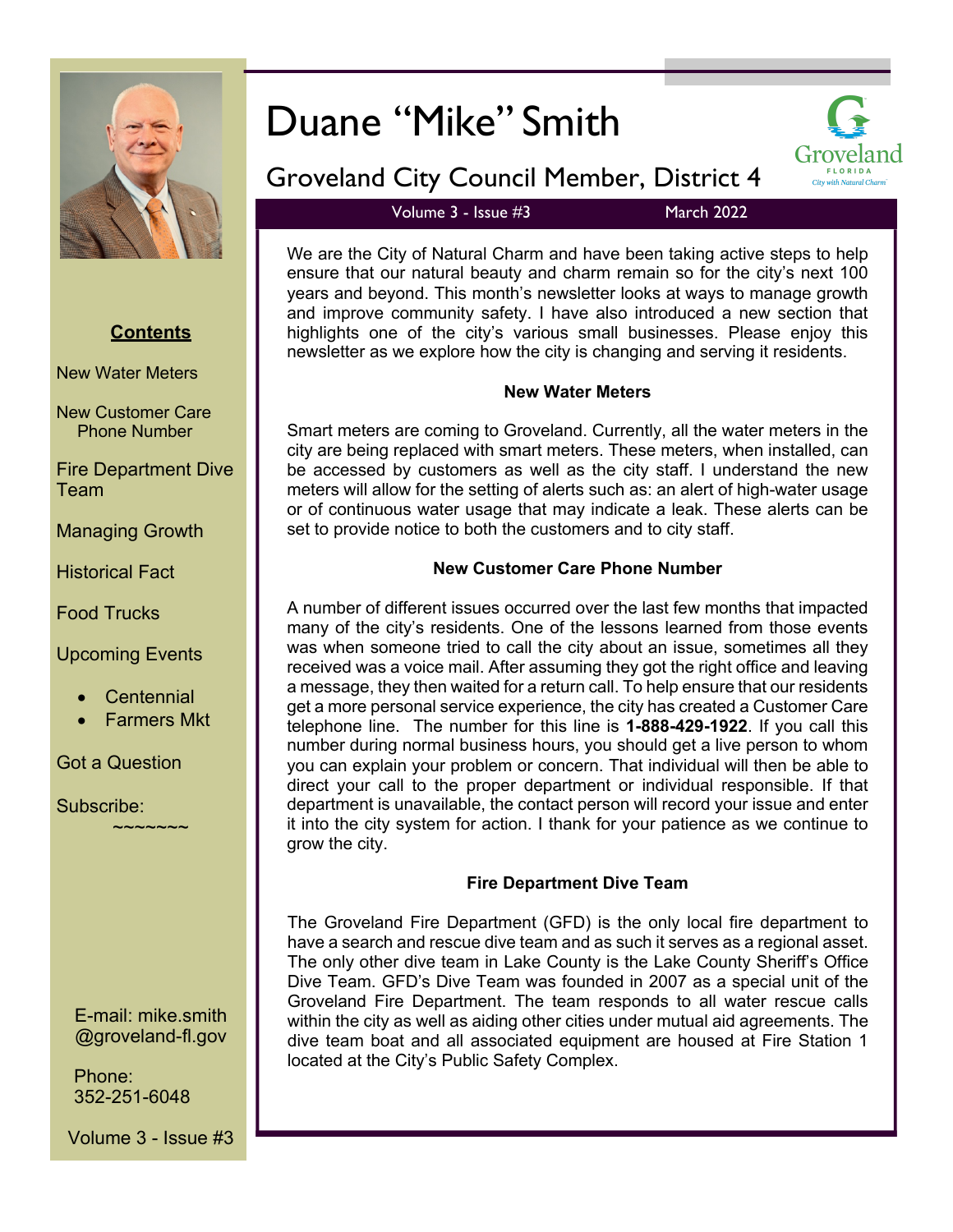# Duane "Mike" Smith

## Groveland City Council Member, District 4

Volume 3 - Issue #3 March 2022

**Contents**

New Water Meters

New Customer Care Phone Number

Fire Department Dive Team

Managing Growth

Historical Fact

Food Trucks

Upcoming Events

- Centennial
- Farmers Mkt

Got a Question

Subscribe:

~~~~~~~

E-mail: mike.smith@groveland-fl.gov

Phone: 352-251-6048

We are the City of Natural Charm and have been taking active steps to help ensure that our natural beauty and charm remain so for the city's next 100 years and beyond. This month's newsletter looks at ways to manage growth and improve community safety. I have also introduced a new section that highlights one of the city's various small businesses. Please enjoy this newsletter as we explore how the city is changing and serving it residents.

### New Water Meters

Smart meters are coming to Groveland. Currently, all the water meters in the city are being replaced with smart meters. These meters, when installed, can be accessed by customers as well as the city staff. I understand the new meters will allow for the setting of alerts such as: an alert of high-water usage or of continuous water usage that may indicate a leak. These alerts can be set to provide notice to both the customers and to city staff.

### New Customer Care Phone Number

A number of different issues occurred over the last few months that impacted many of the city's residents. One of the lessons learned from those events was when someone tried to call the city about an issue, sometimes all they received was a voice mail. After assuming they got the right office and leaving a message, they then waited for a return call. To help ensure that our residents get a more personal service experience, the city has created a Customer Care telephone line. The number for this line is **1-888-429-1922**. If you call this number during normal business hours, you should get a live person to whom you can explain your problem or concern. That individual will then be able to direct your call to the proper department or individual responsible. If that department is unavailable, the contact person will record your issue and enter it into the city system for action. I thank for your patience as we continue to grow the city.

### Fire Department Dive Team

The Groveland Fire Department (GFD) is the only local fire department to have a search and rescue dive team and as such it serves as a regional asset. The only other dive team in Lake County is the Lake County Sheriff's Office Dive Team. GFD's Dive Team was founded in 2007 as a special unit of the Groveland Fire Department. The team responds to all water rescue calls within the city as well as aiding other cities under mutual aid agreements. The dive team boat and all associated equipment are housed at Fire Station 1 located at the City's Public Safety Complex.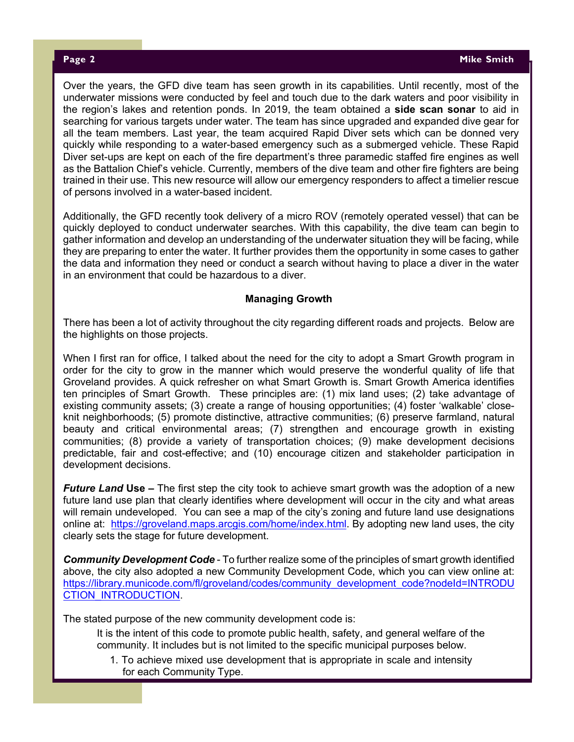Over the years, the GFD dive team has seen growth in its capabilities. Until recently, most of the underwater missions were conducted by feel and touch due to the dark waters and poor visibility in the region's lakes and retention ponds. In 2019, the team obtained a **side scan sonar** to aid in searching for various targets under water. The team has since upgraded and expanded dive gear for all the team members. Last year, the team acquired Rapid Diver sets which can be donned very quickly while responding to a water-based emergency such as a submerged vehicle. These Rapid Diver set-ups are kept on each of the fire department's three paramedic staffed fire engines as well as the Battalion Chief's vehicle. Currently, members of the dive team and other fire fighters are being trained in their use. This new resource will allow our emergency responders to affect a timelier rescue of persons involved in a water-based incident.

Additionally, the GFD recently took delivery of a micro ROV (remotely operated vessel) that can be quickly deployed to conduct underwater searches. With this capability, the dive team can begin to gather information and develop an understanding of the underwater situation they will be facing, while they are preparing to enter the water. It further provides them the opportunity in some cases to gather the data and information they need or conduct a search without having to place a diver in the water in an environment that could be hazardous to a diver.

## Managing Growth

There has been a lot of activity throughout the city regarding different roads and projects. Below are the highlights on those projects.

When I first ran for office, I talked about the need for the city to adopt a Smart Growth program in order for the city to grow in the manner which would preserve the wonderful quality of life that Groveland provides. A quick refresher on what Smart Growth is. Smart Growth America identifies ten principles of Smart Growth. These principles are: (1) mix land uses; (2) take advantage of existing community assets; (3) create a range of housing opportunities; (4) foster 'walkable' close-knit neighborhoods; (5) promote distinctive, attractive communities; (6) preserve farmland, natural beauty and critical environmental areas; (7) strengthen and encourage growth in existing communities; (8) provide a variety of transportation choices; (9) make development decisions predictable, fair and cost-effective; and (10) encourage citizen and stakeholder participation in development decisions.

***Future Land* Use –** The first step the city took to achieve smart growth was the adoption of a new future land use plan that clearly identifies where development will occur in the city and what areas will remain undeveloped. You can see a map of the city's zoning and future land use designations online at: https://groveland.maps.arcgis.com/home/index.html. By adopting new land uses, the city clearly sets the stage for future development.

***Community Development Code*** - To further realize some of the principles of smart growth identified above, the city also adopted a new Community Development Code, which you can view online at: https://library.municode.com/fl/groveland/codes/community_development_code?nodeId=INTRODUCTION_INTRODUCTION.

The stated purpose of the new community development code is:

> It is the intent of this code to promote public health, safety, and general welfare of the community. It includes but is not limited to the specific municipal purposes below.
>
> 1. To achieve mixed use development that is appropriate in scale and intensity for each Community Type.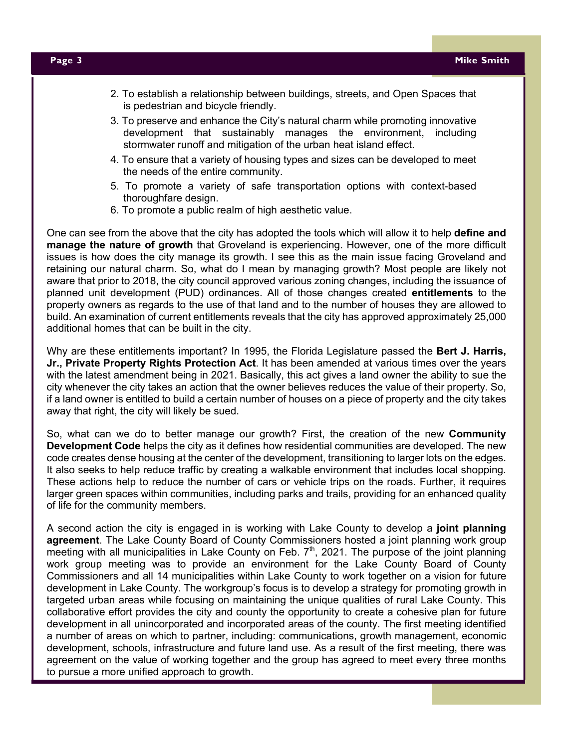2. To establish a relationship between buildings, streets, and Open Spaces that is pedestrian and bicycle friendly.
3. To preserve and enhance the City's natural charm while promoting innovative development that sustainably manages the environment, including stormwater runoff and mitigation of the urban heat island effect.
4. To ensure that a variety of housing types and sizes can be developed to meet the needs of the entire community.
5. To promote a variety of safe transportation options with context-based thoroughfare design.
6. To promote a public realm of high aesthetic value.

One can see from the above that the city has adopted the tools which will allow it to help **define and manage the nature of growth** that Groveland is experiencing. However, one of the more difficult issues is how does the city manage its growth. I see this as the main issue facing Groveland and retaining our natural charm. So, what do I mean by managing growth? Most people are likely not aware that prior to 2018, the city council approved various zoning changes, including the issuance of planned unit development (PUD) ordinances. All of those changes created **entitlements** to the property owners as regards to the use of that land and to the number of houses they are allowed to build. An examination of current entitlements reveals that the city has approved approximately 25,000 additional homes that can be built in the city.

Why are these entitlements important? In 1995, the Florida Legislature passed the **Bert J. Harris, Jr., Private Property Rights Protection Act**. It has been amended at various times over the years with the latest amendment being in 2021. Basically, this act gives a land owner the ability to sue the city whenever the city takes an action that the owner believes reduces the value of their property. So, if a land owner is entitled to build a certain number of houses on a piece of property and the city takes away that right, the city will likely be sued.

So, what can we do to better manage our growth? First, the creation of the new **Community Development Code** helps the city as it defines how residential communities are developed. The new code creates dense housing at the center of the development, transitioning to larger lots on the edges. It also seeks to help reduce traffic by creating a walkable environment that includes local shopping. These actions help to reduce the number of cars or vehicle trips on the roads. Further, it requires larger green spaces within communities, including parks and trails, providing for an enhanced quality of life for the community members.

A second action the city is engaged in is working with Lake County to develop a **joint planning agreement**. The Lake County Board of County Commissioners hosted a joint planning work group meeting with all municipalities in Lake County on Feb. 7th, 2021. The purpose of the joint planning work group meeting was to provide an environment for the Lake County Board of County Commissioners and all 14 municipalities within Lake County to work together on a vision for future development in Lake County. The workgroup's focus is to develop a strategy for promoting growth in targeted urban areas while focusing on maintaining the unique qualities of rural Lake County. This collaborative effort provides the city and county the opportunity to create a cohesive plan for future development in all unincorporated and incorporated areas of the county. The first meeting identified a number of areas on which to partner, including: communications, growth management, economic development, schools, infrastructure and future land use. As a result of the first meeting, there was agreement on the value of working together and the group has agreed to meet every three months to pursue a more unified approach to growth.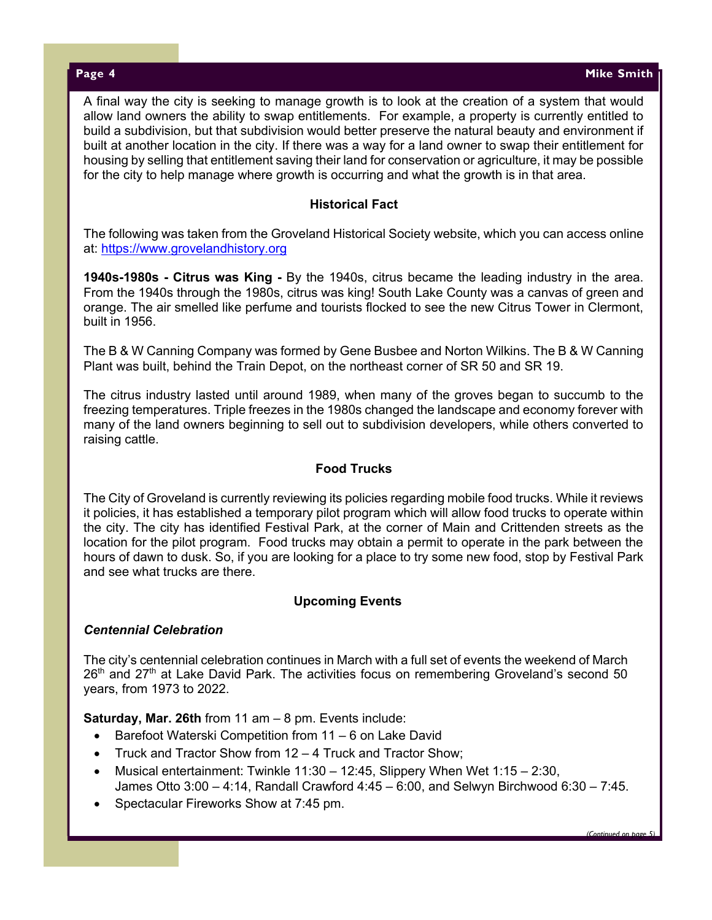A final way the city is seeking to manage growth is to look at the creation of a system that would allow land owners the ability to swap entitlements. For example, a property is currently entitled to build a subdivision, but that subdivision would better preserve the natural beauty and environment if built at another location in the city. If there was a way for a land owner to swap their entitlement for housing by selling that entitlement saving their land for conservation or agriculture, it may be possible for the city to help manage where growth is occurring and what the growth is in that area.

### Historical Fact

The following was taken from the Groveland Historical Society website, which you can access online at: https://www.grovelandhistory.org

**1940s-1980s - Citrus was King -** By the 1940s, citrus became the leading industry in the area. From the 1940s through the 1980s, citrus was king! South Lake County was a canvas of green and orange. The air smelled like perfume and tourists flocked to see the new Citrus Tower in Clermont, built in 1956.

The B & W Canning Company was formed by Gene Busbee and Norton Wilkins. The B & W Canning Plant was built, behind the Train Depot, on the northeast corner of SR 50 and SR 19.

The citrus industry lasted until around 1989, when many of the groves began to succumb to the freezing temperatures. Triple freezes in the 1980s changed the landscape and economy forever with many of the land owners beginning to sell out to subdivision developers, while others converted to raising cattle.

### Food Trucks

The City of Groveland is currently reviewing its policies regarding mobile food trucks. While it reviews it policies, it has established a temporary pilot program which will allow food trucks to operate within the city. The city has identified Festival Park, at the corner of Main and Crittenden streets as the location for the pilot program. Food trucks may obtain a permit to operate in the park between the hours of dawn to dusk. So, if you are looking for a place to try some new food, stop by Festival Park and see what trucks are there.

### Upcoming Events

***Centennial Celebration***

The city's centennial celebration continues in March with a full set of events the weekend of March 26th and 27th at Lake David Park. The activities focus on remembering Groveland's second 50 years, from 1973 to 2022.

**Saturday, Mar. 26th** from 11 am – 8 pm. Events include:

- Barefoot Waterski Competition from 11 – 6 on Lake David
- Truck and Tractor Show from 12 – 4 Truck and Tractor Show;
- Musical entertainment: Twinkle 11:30 – 12:45, Slippery When Wet 1:15 – 2:30, James Otto 3:00 – 4:14, Randall Crawford 4:45 – 6:00, and Selwyn Birchwood 6:30 – 7:45.
- Spectacular Fireworks Show at 7:45 pm.

*(Continued on page 5)*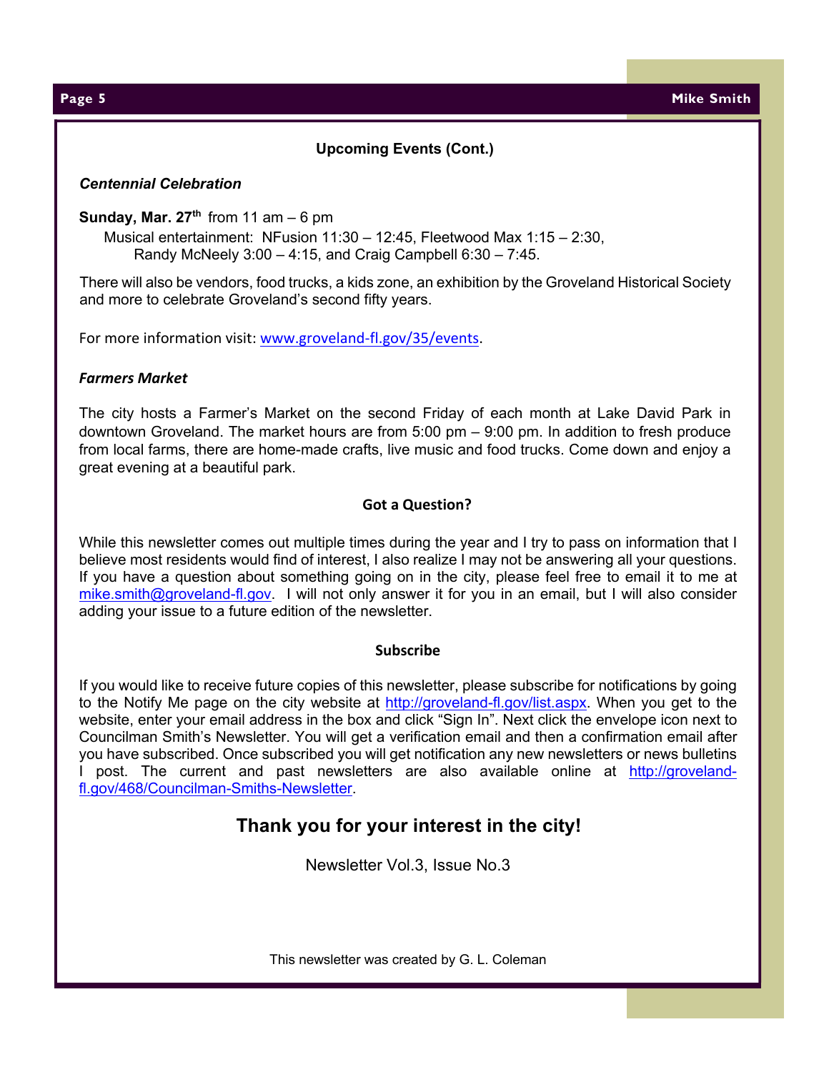## Upcoming Events (Cont.)

***Centennial Celebration***

**Sunday, Mar. 27th** from 11 am – 6 pm

Musical entertainment: NFusion 11:30 – 12:45, Fleetwood Max 1:15 – 2:30, Randy McNeely 3:00 – 4:15, and Craig Campbell 6:30 – 7:45.

There will also be vendors, food trucks, a kids zone, an exhibition by the Groveland Historical Society and more to celebrate Groveland's second fifty years.

For more information visit: www.groveland-fl.gov/35/events.

***Farmers Market***

The city hosts a Farmer's Market on the second Friday of each month at Lake David Park in downtown Groveland. The market hours are from 5:00 pm – 9:00 pm. In addition to fresh produce from local farms, there are home-made crafts, live music and food trucks. Come down and enjoy a great evening at a beautiful park.

## Got a Question?

While this newsletter comes out multiple times during the year and I try to pass on information that I believe most residents would find of interest, I also realize I may not be answering all your questions. If you have a question about something going on in the city, please feel free to email it to me at mike.smith@groveland-fl.gov. I will not only answer it for you in an email, but I will also consider adding your issue to a future edition of the newsletter.

## Subscribe

If you would like to receive future copies of this newsletter, please subscribe for notifications by going to the Notify Me page on the city website at http://groveland-fl.gov/list.aspx. When you get to the website, enter your email address in the box and click "Sign In". Next click the envelope icon next to Councilman Smith's Newsletter. You will get a verification email and then a confirmation email after you have subscribed. Once subscribed you will get notification any new newsletters or news bulletins I post. The current and past newsletters are also available online at http://groveland-fl.gov/468/Councilman-Smiths-Newsletter.

## Thank you for your interest in the city!

Newsletter Vol.3, Issue No.3

This newsletter was created by G. L. Coleman